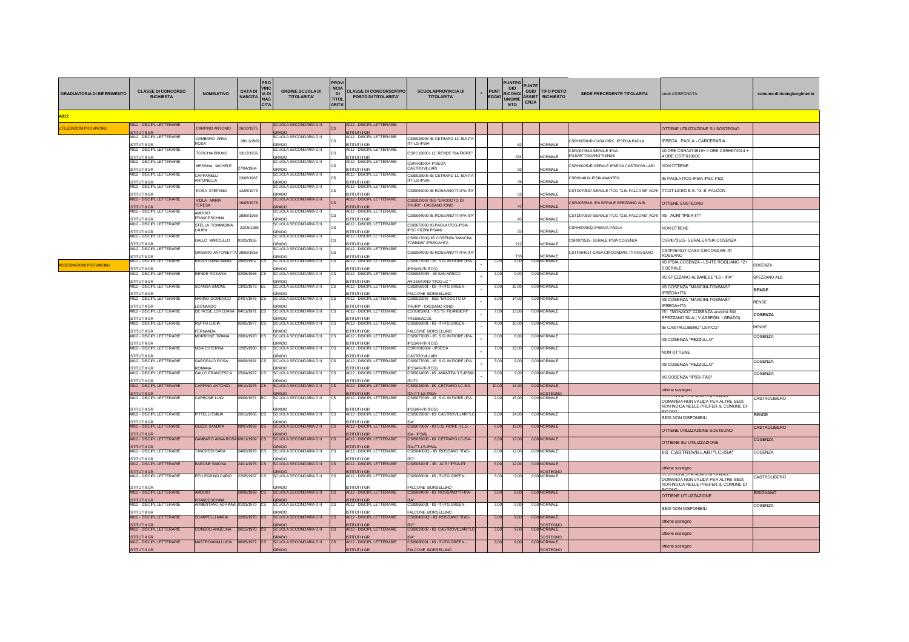| GRADUATORIA DI RIFERIMENTO | CLASSE DI CONCORSO RICHIESTA | NOMINATIVO | DATA DI NASCITA | PROVINCIA DI NASCITA | ORDINE SCUOLA DI TITOLARITA' | PROVINCIA DI TITOLARITA' | CLASSE DI CONCORSO/TIPO POSTO DI TITOLARITA' | SCUOLA/PROVINCIA DI TITOLARITA' | * | PUNTEGGIO | PUNTEGGIO RICONGIUNGIMENTO | PUNTEGGIO ASSISTENZA | TIPO POSTO RICHIESTO | SEDE PRECEDENTE TITOLARITà | sede ASSEGNATA | comune di ricongiungimento |
|---|---|---|---|---|---|---|---|---|---|---|---|---|---|---|---|---|
| A012 | | | | | | | | | | | | | | | | |
| UTILIZZAZIONI PROVINCIALI | A012 - DISCIPL LETTERARIE ISTITUTI II GR | CARPINO ANTONIO | 06/10/1975 | | SCUOLA SECONDARIA DI II GRADO | CS | A012 - DISCIPL LETTERARIE ISTITUTI II GR | | | | | | | | OTTIENE UTILIZZAZIONE SU SOSTEGNO | |
| | A012 - DISCIPL LETTERARIE ISTITUTI II GR | GAMBARO ANNA ROSA | 09/11/1969 | | SCUOLA SECONDARIA DI II GRADO | CS | A012 - DISCIPL LETTERARIE ISTITUTI II GR | CSIS028006 IIS CETRARO LC-ISA-ITA-ITT-LS-IPSIA- | | | 62 | | NORMALE | CSRH07001R-CASA CIRC. IPSEOA PAOLA | IPSEOA PAOLA - CARCERARIA | |
| | A012 - DISCIPL LETTERARIE ISTITUTI II GR | TORCHIA BRUNO | 13/12/1956 | | SCUOLA SECONDARIA DI II GRADO | CS | A012 - DISCIPL LETTERARIE ISTITUTI II GR | CSPC190001 LC RENDE "DA FIORE" | | | 234 | | NORMALE | CSRA074519-SERALE IPAA-IPSSAR"TODARO"RENDE | 10 ORE CSRA074519+ 4 ORE CSRH074014 + 4 ORE CSTF01000C | |
| | A012 - DISCIPL LETTERARIE ISTITUTI II GR | MESSINA MICHELE | 27/04/1964 | | SCUOLA SECONDARIA DI II GRADO | CS | A012 - DISCIPL LETTERARIE ISTITUTI II GR | CSRH010004 IPSEOA CASTROVILLARI | | | 92 | | NORMALE | CSRH01051E-SERALE IPSEOA CASTROVILLARI | NON OTTIENE | |
| | A012 - DISCIPL LETTERARIE ISTITUTI II GR | CAPPARELLI ANTONELLA | 03/06/1967 | | SCUOLA SECONDARIA DI II GRADO | CS | A012 - DISCIPL LETTERARIE ISTITUTI II GR | CSIS028006 IIS CETRARO LC-ISA-ITA-ITT-LS-IPSIA- | | | 75 | | NORMALE | CSRI01401X-IPSIA AMANTEA | IIS PAOLA ITCG-IPSIA-IPSC PIZZ | |
| | A012 - DISCIPL LETTERARIE ISTITUTI II GR | ROSA STEFANIA | 12/05/1973 | | SCUOLA SECONDARIA DI II GRADO | CS | A012 - DISCIPL LETTERARIE ISTITUTI II GR | CSIS064009 IIS ROSSANO"ITI-IPA-ITA" | | | 53 | | NORMALE | CSTD070507-SERALE ITCG "G.B. FALCONE" ACRI | ITCGT-LICEO E.S. "G. B. FALCON | |
| | A012 - DISCIPL LETTERARIE ISTITUTI II GR | VIOLA MARIA TERESA | 19/05/1978 | | SCUOLA SECONDARIA DI II GRADO | CS | A012 - DISCIPL LETTERARIE ISTITUTI II GR | CSIS022007 IISS "ERODOTO DI THURII" - CASSANO IONIO | | | 47 | | NORMALE | CSRA053518- IPA SERALE SPEZZANO ALB. | OTTIENE SOSTEGNO | |
| | A012 - DISCIPL LETTERARIE ISTITUTI II GR | AMODIO FRANCESCHINA | 28/06/1968 | | SCUOLA SECONDARIA DI II GRADO | CS | A012 - DISCIPL LETTERARIE ISTITUTI II GR | CSIS064009 IIS ROSSANO"ITI-IPA-ITA" | | | 45 | | NORMALE | CSTD070507-SERALE ITCG "G.B. FALCONE" ACRI | IIS ACRI "IPSIA-ITI" | |
| | A012 - DISCIPL LETTERARIE ISTITUTI II GR | STELLA TOMMASINA LAURA | 22/05/1985 | | SCUOLA SECONDARIA DI II GRADO | CS | A012 - DISCIPL LETTERARIE ISTITUTI II GR | CSIS072008 IIS PAOLA ITCG-IPSIA-IPSC PIZZINI PISANI | | | 25 | | NORMALE | CSRH07000Q-IPSEOA PAOLA | NON OTTIENE | |
| | A012 - DISCIPL LETTERARIE ISTITUTI II GR | GALLO MARCELLO | 01/03/1955 | | SCUOLA SECONDARIA DI II GRADO | CS | A012 - DISCIPL LETTERARIE ISTITUTI II GR | CSIS01700Q IIS COSENZA "MANCINI-TOMMASI" IPSEOA+ITA | | | 212 | | NORMALE | CSRI073515- SERALE IPSIA COSENZA | CSRI073515- SERALE IPSIA COSENZA | |
| | A012 - DISCIPL LETTERARIE ISTITUTI II GR | GRISARO ANTONIETTA | 28/06/1958 | | SCUOLA SECONDARIA DI II GRADO | CS | A012 - DISCIPL LETTERARIE ISTITUTI II GR | CSIS064009 IIS ROSSANO"ITI-IPA-ITA" | | | 156 | | NORMALE | CSTF06401T-CASA CIRCONDAR. ITI ROSSANO | CSTF06401T-CASA CIRCONDAR. ITI ROSSANO | |
| ASSEGNAZIONI PROVINCIALI | A012 - DISCIPL LETTERARIE ISTITUTI II GR | RIZZUTI ANNA MARIA | 29/05/1957 | CS | SCUOLA SECONDARIA DI II GRADO | CS | A012 - DISCIPL LETTERARIE ISTITUTI II GR | CSIS07700B - IIS S.G. IN FIORE (IPA-IPSSAR-ITI-ITCG) | * | 0,00 | 6,00 | 0,00 | NORMALE | | IIS IPSIA COSENZA - LS-ITE ROGLIANO 12+ 6 SERALE | COSENZA |
| | A012 - DISCIPL LETTERARIE ISTITUTI II GR | RENDE ROSARIA | 02/08/1968 | CS | SCUOLA SECONDARIA DI II GRADO | CS | A012 - DISCIPL LETTERARIE ISTITUTI II GR | CSIS06700R - IIS SAN MARCO ARGENTANO 'ITCG-LC' | * | 3,00 | 9,00 | 0,00 | NORMALE | | IIS SPEZZANO ALBANESE "LS - IPA" | SPEZZANO ALB. |
| | A012 - DISCIPL LETTERARIE ISTITUTI II GR | SCANGA SIMONE | 13/02/1973 | EE | SCUOLA SECONDARIA DI II GRADO | CS | A012 - DISCIPL LETTERARIE ISTITUTI II GR | CSIS066001 - IIS -ITI-ITG GREEN - FALCONE BORSELLINO | * | 9,00 | 15,00 | 0,00 | NORMALE | | IIS COSENZA "MANCINI-TOMMASI" IPSEOA+ITA | RENDE |
| | A012 - DISCIPL LETTERARIE ISTITUTI II GR | MARINO DOMENICO LEONARDO | 24/07/1975 | CS | SCUOLA SECONDARIA DI II GRADO | CS | A012 - DISCIPL LETTERARIE ISTITUTI II GR | CSIS022007 - IISS "ERODOTO DI THURII" - CASSANO IONIO | * | 8,00 | 14,00 | 0,00 | NORMALE | | IIS COSENZA "MANCINI-TOMMASI" IPSEOA+ITA | RENDE |
| | A012 - DISCIPL LETTERARIE ISTITUTI II GR | DE ROSE LOREDANA | 04/11/1971 | CS | SCUOLA SECONDARIA DI II GRADO | CS | A012 - DISCIPL LETTERARIE ISTITUTI II GR | CSTD05000L - ITS "G. FILANGIERI" TREBISACCE | * | 7,00 | 13,00 | 0,00 | NORMALE | | ITI "MONACO" COSENZA anziché SM SPEZZANO SILA ( V.ASSEGN. I GRADO) | COSENZA |
| | A012 - DISCIPL LETTERARIE ISTITUTI II GR | RUFFO LUCIA FERNANDA | 05/05/1977 | CS | SCUOLA SECONDARIA DI II GRADO | CS | A012 - DISCIPL LETTERARIE ISTITUTI II GR | CSIS066001 - IIS -ITI-ITG GREEN - FALCONE BORSELLINO | * | 4,00 | 10,00 | 0,00 | NORMALE | | IIS CASTROLIBERO "LS-ITCG" | RENDE |
| | A012 - DISCIPL LETTERARIE ISTITUTI II GR | MORRONE TIZIANA | 20/01/1970 | CS | SCUOLA SECONDARIA DI II GRADO | CS | A012 - DISCIPL LETTERARIE ISTITUTI II GR | CSIS07700B - IIS S.G. IN FIORE (IPA-IPSSAR-ITI-ITCG) | * | 0,00 | 6,00 | 0,00 | NORMALE | | IIS COSENZA "PEZZULLO" | COSENZA |
| | A012 - DISCIPL LETTERARIE ISTITUTI II GR | NOIA ESTERINA | 12/05/1980 | CS | SCUOLA SECONDARIA DI II GRADO | CS | A012 - DISCIPL LETTERARIE ISTITUTI II GR | CSRH010004 - IPSEOA CASTROVILLARI | * | 7,00 | 13,00 | 0,00 | NORMALE | | NON OTTIENE | |
| | A012 - DISCIPL LETTERARIE ISTITUTI II GR | GAROFALO ROSA ROMANA | 09/08/1961 | CS | SCUOLA SECONDARIA DI II GRADO | CS | A012 - DISCIPL LETTERARIE ISTITUTI II GR | CSIS07700B - IIS S.G. IN FIORE (IPA-IPSSAR-ITI-ITCG) | * | 3,00 | 9,00 | 0,00 | NORMALE | | IIS COSENZA "PEZZULLO" | COSENZA |
| | A012 - DISCIPL LETTERARIE ISTITUTI II GR | GALLO FRANCESCA | 25/04/1972 | CS | SCUOLA SECONDARIA DI II GRADO | CS | A012 - DISCIPL LETTERARIE ISTITUTI II GR | CSIS014008 - IIS AMANTEA "LS-IPSIA"-ITI-ITC | * | 3,00 | 9,00 | 0,00 | NORMALE | | IIS COSENZA "IPSS-ITAS" | COSENZA |
| | A012 - DISCIPL LETTERARIE ISTITUTI II GR | CARPINO ANTONIO | 06/10/1975 | CS | SCUOLA SECONDARIA DI II GRADO | CS | A012 - DISCIPL LETTERARIE ISTITUTI II GR | CSIS028006 - IIS CETRARO LC-ISA-ITA-ITT-LS-IPSIA- | | 10,00 | 16,00 | 0,00 | NORMALE, SOSTEGNO | | ottiene sostegno | |
| | A012 - DISCIPL LETTERARIE ISTITUTI II GR | CARBONE LUIGI | 09/06/1971 | RC | SCUOLA SECONDARIA DI II GRADO | CS | A012 - DISCIPL LETTERARIE ISTITUTI II GR | CSIS07700B - IIS S.G. IN FIORE (IPA-IPSSAR-ITI-ITCG) | | 9,00 | 15,00 | 0,00 | NORMALE | | SEDI RICHIESTA NON DISPONIBILE. DOMANDA NON VALIDA PER ALTRE SEDI, NON INDICA NELLE PREFER. IL COMUNE DI RICONG. | CASTROLIBERO |
| | A012 - DISCIPL LETTERARIE ISTITUTI II GR | PITTELLI EMILIA | 20/12/1966 | CS | SCUOLA SECONDARIA DI II GRADO | CS | A012 - DISCIPL LETTERARIE ISTITUTI II GR | CSIS029002 - IIS CASTROVILLARI "LC ISA" | | 8,00 | 14,00 | 0,00 | NORMALE | | SEDI NON DISPONIBILI | RENDE |
| | A012 - DISCIPL LETTERARIE ISTITUTI II GR | GUZZO SANDRA | 08/07/1969 | CS | SCUOLA SECONDARIA DI II GRADO | CS | A012 - DISCIPL LETTERARIE ISTITUTI II GR | CSIS078007 - IIS S.G. FIORE -( L.S. - ISA - IPSIA) | | 6,00 | 12,00 | 0,00 | NORMALE | | OTTIENE UTILIZZAZIONE SOSTEGNO | CASTROLIBERO |
| | A012 - DISCIPL LETTERARIE ISTITUTI II GR | GAMBARO ANNA ROSA | 09/11/1969 | CS | SCUOLA SECONDARIA DI II GRADO | CS | A012 - DISCIPL LETTERARIE ISTITUTI II GR | CSIS028006 - IIS CETRARO LC-ISA-ITA-ITT-LS-IPSIA- | | 6,00 | 12,00 | 0,00 | NORMALE | | OTTIENE SU UTILIZZAZIONE | COSENZA |
| | A012 - DISCIPL LETTERARIE ISTITUTI II GR | TANCREDI SARA | 24/03/1976 | CS | SCUOLA SECONDARIA DI II GRADO | CS | A012 - DISCIPL LETTERARIE ISTITUTI II GR | CSIS04600Q - IIS ROSSANO "ITAS-ITC" | | 6,00 | 12,00 | 0,00 | NORMALE | | IIS CASTROVILLARI "LC-ISA" | COSENZA |
| | A012 - DISCIPL LETTERARIE ISTITUTI II GR | BARONE SIMONA | 24/11/1976 | CS | SCUOLA SECONDARIA DI II GRADO | CS | A012 - DISCIPL LETTERARIE ISTITUTI II GR | CSIS06100T - IIS ACRI "IPSIA-ITI" | | 6,00 | 12,00 | 0,00 | NORMALE, SOSTEGNO | | ottiene sostegno | |
| | A012 - DISCIPL LETTERARIE ISTITUTI II GR | PELLEGRINO DARIO | 22/05/1967 | CS | SCUOLA SECONDARIA DI II GRADO | CS | A012 - DISCIPL LETTERARIE ISTITUTI II GR | CSIS066001 - IIS -ITI-ITG GREEN - FALCONE BORSELLINO | | 3,00 | 9,00 | 0,00 | NORMALE | | SEDI RICHIESTA NON DISPONIBILE. DOMANDA NON VALIDA PER ALTRE SEDI, NON INDICA NELLE PREFER. IL COMUNE DI RICONG. | CASTROLIBERO |
| | A012 - DISCIPL LETTERARIE ISTITUTI II GR | AMODIO FRANCESCHINA | 28/06/1968 | CS | SCUOLA SECONDARIA DI II GRADO | CS | A012 - DISCIPL LETTERARIE ISTITUTI II GR | CSIS064009 - IIS ROSSANO"ITI-IPA-ITA" | | 3,00 | 9,00 | 0,00 | NORMALE | | OTTIENE UTILIZZAZIONE | BISIGNANO |
| | A012 - DISCIPL LETTERARIE ISTITUTI II GR | ARMENTANO ADRIANA | 01/01/1970 | CS | SCUOLA SECONDARIA DI II GRADO | CS | A012 - DISCIPL LETTERARIE ISTITUTI II GR | CSIS066001 - IIS -ITI-ITG GREEN - FALCONE BORSELLINO | | 3,00 | 9,00 | 0,00 | NORMALE | | SEDI NON DISPONIBILI | COSENZA |
| | A012 - DISCIPL LETTERARIE ISTITUTI II GR | SCARPELLI MARIA | 22/02/1970 | CS | SCUOLA SECONDARIA DI II GRADO | CS | A012 - DISCIPL LETTERARIE ISTITUTI II GR | CSIS04600Q - IIS ROSSANO "ITAS-ITC" | | 3,00 | 9,00 | 0,00 | NORMALE, SOSTEGNO | | ottiene sostegno | |
| | A012 - DISCIPL LETTERARIE ISTITUTI II GR | CONSOLI ANGELINA | 26/12/1970 | CS | SCUOLA SECONDARIA DI II GRADO | CS | A012 - DISCIPL LETTERARIE ISTITUTI II GR | CSIS029002 - IIS CASTROVILLARI "LC ISA" | | 3,00 | 9,00 | 0,00 | NORMALE, SOSTEGNO | | ottiene sostegno | |
| | A012 - DISCIPL LETTERARIE ISTITUTI II GR | MASTROIANNI LUCIA | 06/05/1972 | CS | SCUOLA SECONDARIA DI II GRADO | CS | A012 - DISCIPL LETTERARIE ISTITUTI II GR | CSIS066001 - IIS -ITI-ITG GREEN - FALCONE BORSELLINO | | 3,00 | 9,00 | 0,00 | NORMALE, SOSTEGNO | | ottiene sostegno | |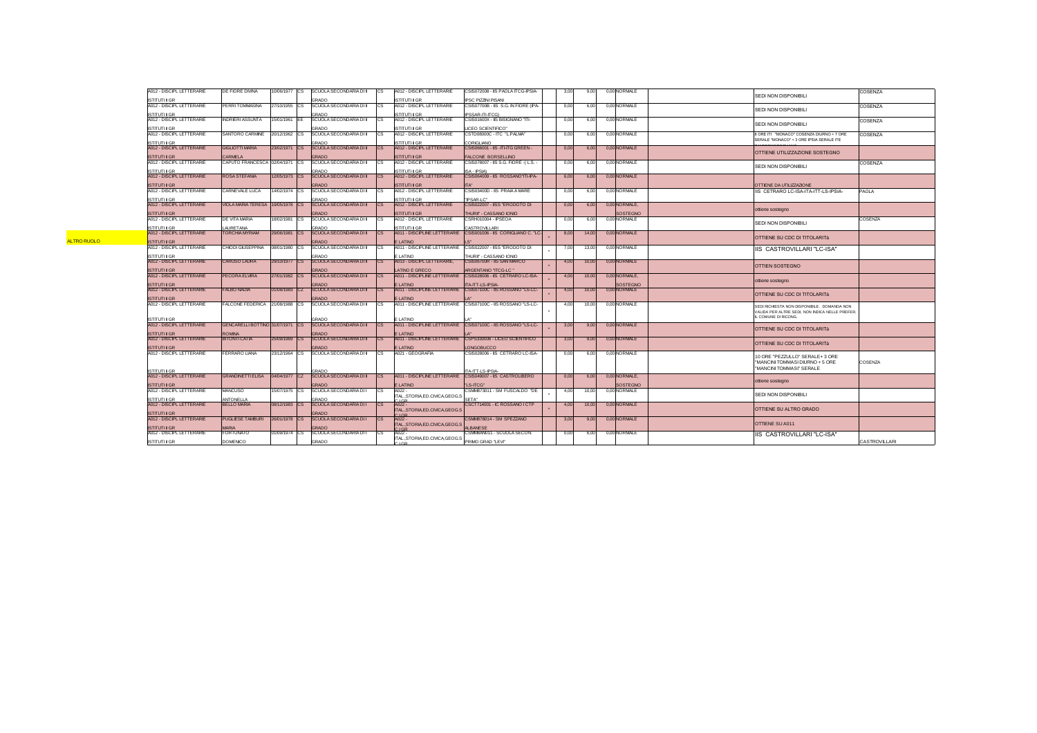| | | | | | | | | | | | | | | | |
|---|---|---|---|---|---|---|---|---|---|---|---|---|---|---|---|
| | A012 - DISCIPL LETTERARIE ISTITUTI II GR | DE FIORE DIVINA | 10/06/1977 | CS | SCUOLA SECONDARIA DI II GRADO | CS | A012 - DISCIPL LETTERARIE ISTITUTI II GR | CSIS072008 - IIS PAOLA ITCG-IPSIA-IPSC PIZZINI PISANI | | 3,00 | 9,00 | 0,00 NORMALE | | SEDI NON DISPONIBILI | COSENZA |
| | A012 - DISCIPL LETTERARIE ISTITUTI II GR | PERRI TOMMASINA | 27/10/1955 | CS | SCUOLA SECONDARIA DI II GRADO | CS | A012 - DISCIPL LETTERARIE ISTITUTI II GR | CSIS07700B - IIS S.G. IN FIORE (IPA-IPSSAR-ITI-ITCG) | | 0,00 | 6,00 | 0,00 NORMALE | | SEDI NON DISPONIBILI | COSENZA |
| | A012 - DISCIPL LETTERARIE ISTITUTI II GR | INDRIERI ASSUNTA | 15/01/1961 | EE | SCUOLA SECONDARIA DI II GRADO | CS | A012 - DISCIPL LETTERARIE ISTITUTI II GR | CSIS01600X - IIS BISIGNANO "ITI-LICEO SCIENTIFICO" | | 0,00 | 6,00 | 0,00 NORMALE | | SEDI NON DISPONIBILI | COSENZA |
| | A012 - DISCIPL LETTERARIE ISTITUTI II GR | SANTORO CARMINE | 20/12/1962 | CS | SCUOLA SECONDARIA DI II GRADO | CS | A012 - DISCIPL LETTERARIE ISTITUTI II GR | CSTD08000C - ITC "L.PALMA" CORIGLIANO | | 0,00 | 6,00 | 0,00 NORMALE | | 8 ORE ITI "MONACO" COSENZA DIURNO + 7 ORE SERALE "MONACO" + 3 ORE IPSIA SERALE ITE | COSENZA |
| | A012 - DISCIPL LETTERARIE ISTITUTI II GR | GIGLIOTTI MARIA CARMELA | 23/02/1971 | CS | SCUOLA SECONDARIA DI II GRADO | CS | A012 - DISCIPL LETTERARIE ISTITUTI II GR | CSIS066001 - IIS -ITI-ITG GREEN - FALCONE BORSELLINO | | 0,00 | 6,00 | 0,00 NORMALE | | OTTIENE UTILIZZAZIONE SOSTEGNO | |
| | A012 - DISCIPL LETTERARIE ISTITUTI II GR | CAPUTO FRANCESCA | 02/04/1971 | CS | SCUOLA SECONDARIA DI II GRADO | CS | A012 - DISCIPL LETTERARIE ISTITUTI II GR | CSIS078007 - IIS S.G. FIORE -( L.S. - ISA - IPSIA) | | 0,00 | 6,00 | 0,00 NORMALE | | SEDI NON DISPONIBILI | COSENZA |
| | A012 - DISCIPL LETTERARIE ISTITUTI II GR | ROSA STEFANIA | 12/05/1973 | CS | SCUOLA SECONDARIA DI II GRADO | CS | A012 - DISCIPL LETTERARIE ISTITUTI II GR | CSIS064009 - IIS ROSSANO"ITI-IPA-ITA" | | 6,00 | 6,00 | 0,00 NORMALE | | OTTIENE DA UTILIZZAZIONE | |
| | A012 - DISCIPL LETTERARIE ISTITUTI II GR | CARNEVALE LUCA | 14/02/1974 | CS | SCUOLA SECONDARIA DI II GRADO | CS | A012 - DISCIPL LETTERARIE ISTITUTI II GR | CSIS03400D - IIS PRAIA A MARE "IPSAR-LC" | | 0,00 | 6,00 | 0,00 NORMALE | | IIS CETRARO LC-ISA-ITA-ITT-LS-IPSIA- | PAOLA |
| | A012 - DISCIPL LETTERARIE ISTITUTI II GR | VIOLA MARIA TERESA | 19/05/1978 | CS | SCUOLA SECONDARIA DI II GRADO | CS | A012 - DISCIPL LETTERARIE ISTITUTI II GR | CSIS022007 - IISS "ERODOTO DI THURII" - CASSANO IONIO | | 0,00 | 6,00 | 0,00 NORMALE, SOSTEGNO | | ottiene sostegno | |
| | A012 - DISCIPL LETTERARIE ISTITUTI II GR | DE VITA MARIA LAURETANA | 18/02/1981 | CS | SCUOLA SECONDARIA DI II GRADO | CS | A012 - DISCIPL LETTERARIE ISTITUTI II GR | CSRH010004 - IPSEOA CASTROVILLARI | | 0,00 | 6,00 | 0,00 NORMALE | | SEDI NON DISPONIBILI | COSENZA |
| ALTRO RUOLO | A012 - DISCIPL LETTERARIE ISTITUTI II GR | TORCHIA MYRIAM | 29/06/1981 | CS | SCUOLA SECONDARIA DI II GRADO | CS | A011 - DISCIPLINE LETTERARIE E LATINO | CSIS001006 - IIS CORIGLIANO C. "LC-LS" | * | 8,00 | 14,00 | 0,00 NORMALE | | OTTIENE SU CDC DI TITOLARITà | |
| | A012 - DISCIPL LETTERARIE ISTITUTI II GR | CHIODI GIUSEPPINA | 08/01/1980 | CS | SCUOLA SECONDARIA DI II GRADO | CS | A011 - DISCIPLINE LETTERARIE E LATINO | CSIS022007 - IISS "ERODOTO DI THURII" - CASSANO IONIO | * | 7,00 | 13,00 | 0,00 NORMALE | | IIS CASTROVILLARI "LC-ISA" | |
| | A012 - DISCIPL LETTERARIE ISTITUTI II GR | CARUSO LAURA | 20/10/1977 | CS | SCUOLA SECONDARIA DI II GRADO | CS | A013 - DISCIPL LETTERARIE, LATINO E GRECO | CSIS06700R - IIS SAN MARCO ARGENTANO "ITCG-LC" | * | 4,00 | 10,00 | 0,00 NORMALE | | OTTIEN SOSTEGNO | |
| | A012 - DISCIPL LETTERARIE ISTITUTI II GR | PECORA ELVIRA | 27/01/1982 | CS | SCUOLA SECONDARIA DI II GRADO | CS | A011 - DISCIPLINE LETTERARIE E LATINO | CSIS028006 - IIS CETRARO LC-ISA-ITA-ITT-LS-IPSIA- | * | 4,00 | 10,00 | 0,00 NORMALE, SOSTEGNO | | ottiene sostegno | |
| | A012 - DISCIPL LETTERARIE ISTITUTI II GR | FALBO NADIA | 01/08/1983 | CZ | SCUOLA SECONDARIA DI II GRADO | CS | A011 - DISCIPLINE LETTERARIE E LATINO | CSIS07100C - IIS ROSSANO "LS-LC-LA" | * | 4,00 | 10,00 | 0,00 NORMALE | | OTTIENE SU CDC DI TITOLARITà | |
| | A012 - DISCIPL LETTERARIE ISTITUTI II GR | FALCONE FEDERICA | 21/08/1988 | CS | SCUOLA SECONDARIA DI II GRADO | CS | A011 - DISCIPLINE LETTERARIE E LATINO | CSIS07100C - IIS ROSSANO "LS-LC-LA" | * | 4,00 | 10,00 | 0,00 NORMALE | | SEDI RICHIESTA NON DISPONIBILE . DOMANDA NON VALIDA PER ALTRE SEDI, NON INDICA NELLE PREFER. IL COMUNE DI RICONG. | |
| | A012 - DISCIPL LETTERARIE ISTITUTI II GR | GENCARELLI BOTTINO ROMINA | 31/07/1971 | CS | SCUOLA SECONDARIA DI II GRADO | CS | A011 - DISCIPLINE LETTERARIE E LATINO | CSIS07100C - IIS ROSSANO "LS-LC-LA" | * | 3,00 | 9,00 | 0,00 NORMALE | | OTTIENE SU CDC DI TITOLARITà | |
| | A012 - DISCIPL LETTERARIE ISTITUTI II GR | BITONTI CATIA | 25/09/1969 | CS | SCUOLA SECONDARIA DI II GRADO | CS | A011 - DISCIPLINE LETTERARIE E LATINO | CSPS330006 - LICEO SCIENTIFICO LONGOBUCCO | | 3,00 | 9,00 | 0,00 NORMALE | | OTTIENE SU CDC DI TITOLARITà | |
| | A012 - DISCIPL LETTERARIE ISTITUTI II GR | FERRARO LIANA | 23/12/1964 | CS | SCUOLA SECONDARIA DI II GRADO | CS | A021 - GEOGRAFIA | CSIS028006 - IIS CETRARO LC-ISA-ITA-ITT-LS-IPSIA- | | 0,00 | 6,00 | 0,00 NORMALE | | 10 ORE "PEZZULLO" SERALE+ 3 ORE "MANCINI TOMMASI DIURNO + 5 ORE "MANCINI TOMMASI" SERALE | COSENZA |
| | A012 - DISCIPL LETTERARIE ISTITUTI II GR | GRANDINETTI ELISA | 04/04/1977 | CZ | SCUOLA SECONDARIA DI II GRADO | CS | A011 - DISCIPLINE LETTERARIE E LATINO | CSIS049007 - IIS CASTROLIBERO "LS-ITCG" | | 0,00 | 6,00 | 0,00 NORMALE, SOSTEGNO | | ottiene sostegno | |
| | A012 - DISCIPL LETTERARIE ISTITUTI II GR | MANCUSO ANTONELLA | 15/07/1975 | CS | SCUOLA SECONDARIA DI I GRADO | CS | A022 - ITAL.,STORIA,ED.CIVICA,GEOG.S C.I GR | CSMM873011 - SM FUSCALDO "DE SETA" | * | 4,00 | 10,00 | 0,00 NORMALE | | SEDI NON DISPONIBILI | |
| | A012 - DISCIPL LETTERARIE ISTITUTI II GR | BELLO MARIA | 08/12/1983 | CS | SCUOLA SECONDARIA DI I GRADO | CS | A022 - ITAL.,STORIA,ED.CIVICA,GEOG.S C.I GR | CSCT714001 - IC ROSSANO I CTP LONGOBUCCO | * | 4,00 | 10,00 | 0,00 NORMALE | | OTTIENE SU ALTRO GRADO | |
| | A012 - DISCIPL LETTERARIE ISTITUTI II GR | PUGLIESE TAMBURI MARIA | 26/01/1978 | CS | SCUOLA SECONDARIA DI I GRADO | CS | A022 - ITAL.,STORIA,ED.CIVICA,GEOG.S C.I GR | CSMM878014 - SM SPEZZANO ALBANESE | | 3,00 | 9,00 | 0,00 NORMALE | | OTTIENE SU A011 | |
| | A012 - DISCIPL LETTERARIE ISTITUTI II GR | FORTUNATO DOMENICO | 01/09/1974 | CS | SCUOLA SECONDARIA DI I GRADO | CS | A022 - ITAL.,STORIA,ED.CIVICA,GEOG.S C.I GR | CSMM8AN011 - SCUOLA SECON. PRIMO GRAD "LEVI" | | 0,00 | 6,00 | 0,00 NORMALE | | IIS CASTROVILLARI "LC-ISA" | CASTROVILLARI |